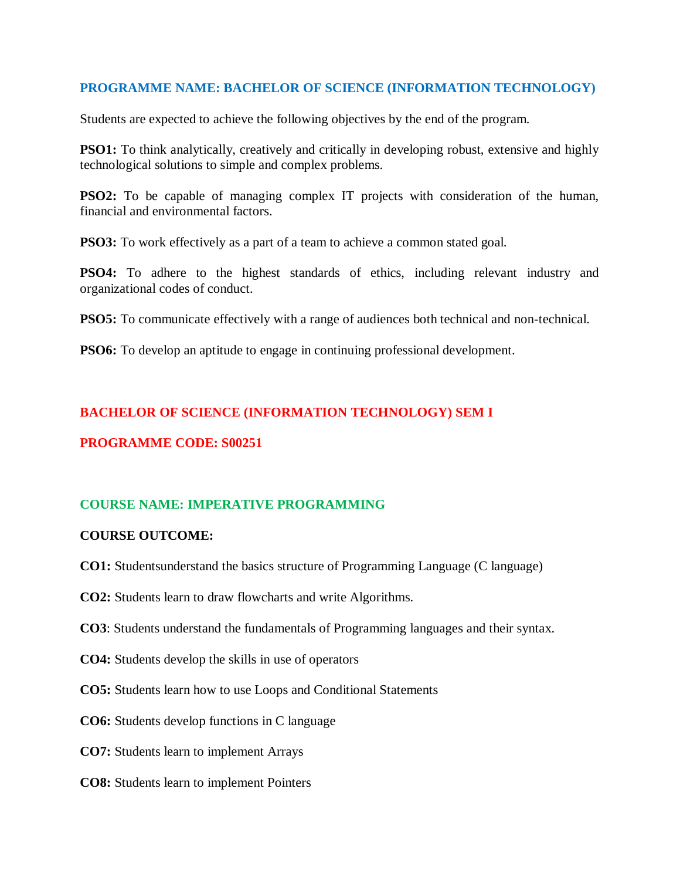## PROGRAMME NAME: BACHELOR OF SCIENCE (INFORMATION TECHNOLOGY)

Students are expected to achieve the following objectives by the end of the program.

**PSO1:** To think analytically, creatively and critically in developing robust, extensive and highly technological solutions to simple and complex problems.

**PSO2:** To be capable of managing complex IT projects with consideration of the human, financial and environmental factors.

**PSO3:** To work effectively as a part of a team to achieve a common stated goal.

**PSO4:** To adhere to the highest standards of ethics, including relevant industry and organizational codes of conduct.

**PSO5:** To communicate effectively with a range of audiences both technical and non-technical.

**PSO6:** To develop an aptitude to engage in continuing professional development.

## BACHELOR OF SCIENCE (INFORMATION TECHNOLOGY) SEM I

## PROGRAMME CODE: S00251

### COURSE NAME: IMPERATIVE PROGRAMMING

**COURSE OUTCOME:**

**CO1:** Studentsunderstand the basics structure of Programming Language (C language)

**CO2:** Students learn to draw flowcharts and write Algorithms.

**CO3**: Students understand the fundamentals of Programming languages and their syntax.

**CO4:** Students develop the skills in use of operators

**CO5:** Students learn how to use Loops and Conditional Statements

**CO6:** Students develop functions in C language

**CO7:** Students learn to implement Arrays

**CO8:** Students learn to implement Pointers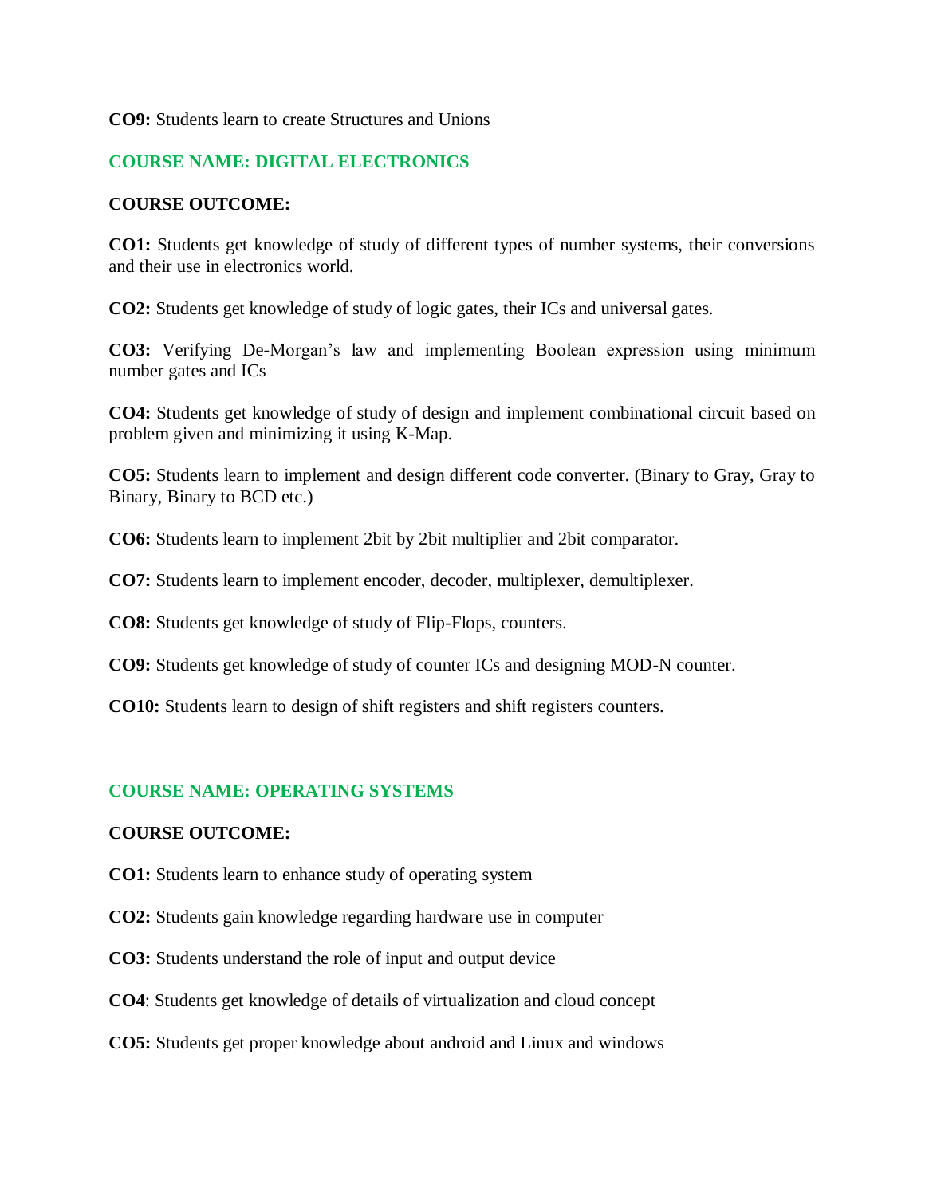**CO9:** Students learn to create Structures and Unions

## COURSE NAME: DIGITAL ELECTRONICS

**COURSE OUTCOME:**

**CO1:** Students get knowledge of study of different types of number systems, their conversions and their use in electronics world.

**CO2:** Students get knowledge of study of logic gates, their ICs and universal gates.

**CO3:** Verifying De-Morgan's law and implementing Boolean expression using minimum number gates and ICs

**CO4:** Students get knowledge of study of design and implement combinational circuit based on problem given and minimizing it using K-Map.

**CO5:** Students learn to implement and design different code converter. (Binary to Gray, Gray to Binary, Binary to BCD etc.)

**CO6:** Students learn to implement 2bit by 2bit multiplier and 2bit comparator.

**CO7:** Students learn to implement encoder, decoder, multiplexer, demultiplexer.

**CO8:** Students get knowledge of study of Flip-Flops, counters.

**CO9:** Students get knowledge of study of counter ICs and designing MOD-N counter.

**CO10:** Students learn to design of shift registers and shift registers counters.

## COURSE NAME: OPERATING SYSTEMS

**COURSE OUTCOME:**

**CO1:** Students learn to enhance study of operating system

**CO2:** Students gain knowledge regarding hardware use in computer

**CO3:** Students understand the role of input and output device

**CO4**: Students get knowledge of details of virtualization and cloud concept

**CO5:** Students get proper knowledge about android and Linux and windows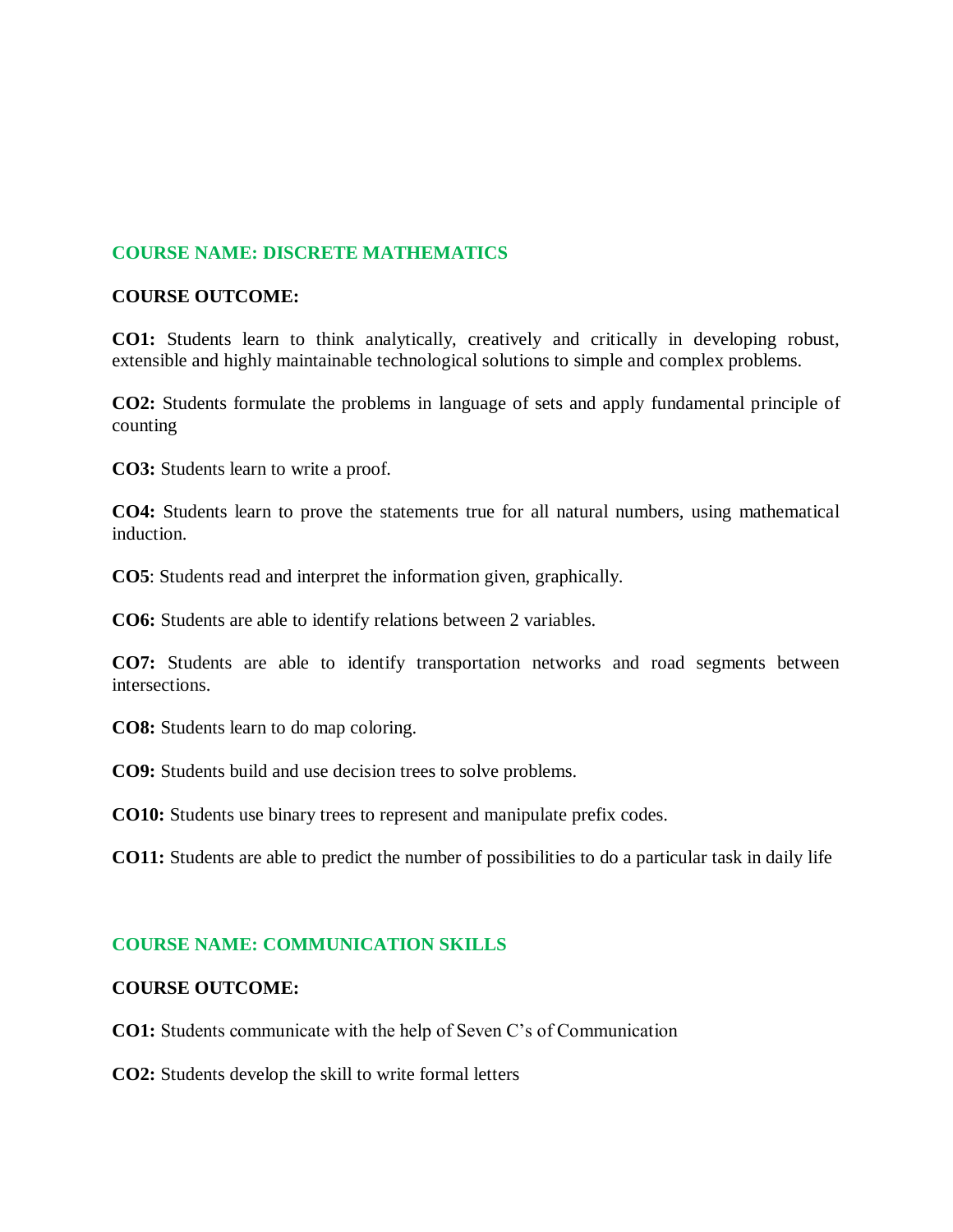## COURSE NAME: DISCRETE MATHEMATICS

**COURSE OUTCOME:**

**CO1:** Students learn to think analytically, creatively and critically in developing robust, extensible and highly maintainable technological solutions to simple and complex problems.

**CO2:** Students formulate the problems in language of sets and apply fundamental principle of counting

**CO3:** Students learn to write a proof.

**CO4:** Students learn to prove the statements true for all natural numbers, using mathematical induction.

**CO5**: Students read and interpret the information given, graphically.

**CO6:** Students are able to identify relations between 2 variables.

**CO7:** Students are able to identify transportation networks and road segments between intersections.

**CO8:** Students learn to do map coloring.

**CO9:** Students build and use decision trees to solve problems.

**CO10:** Students use binary trees to represent and manipulate prefix codes.

**CO11:** Students are able to predict the number of possibilities to do a particular task in daily life

## COURSE NAME: COMMUNICATION SKILLS

**COURSE OUTCOME:**

**CO1:** Students communicate with the help of Seven C's of Communication

**CO2:** Students develop the skill to write formal letters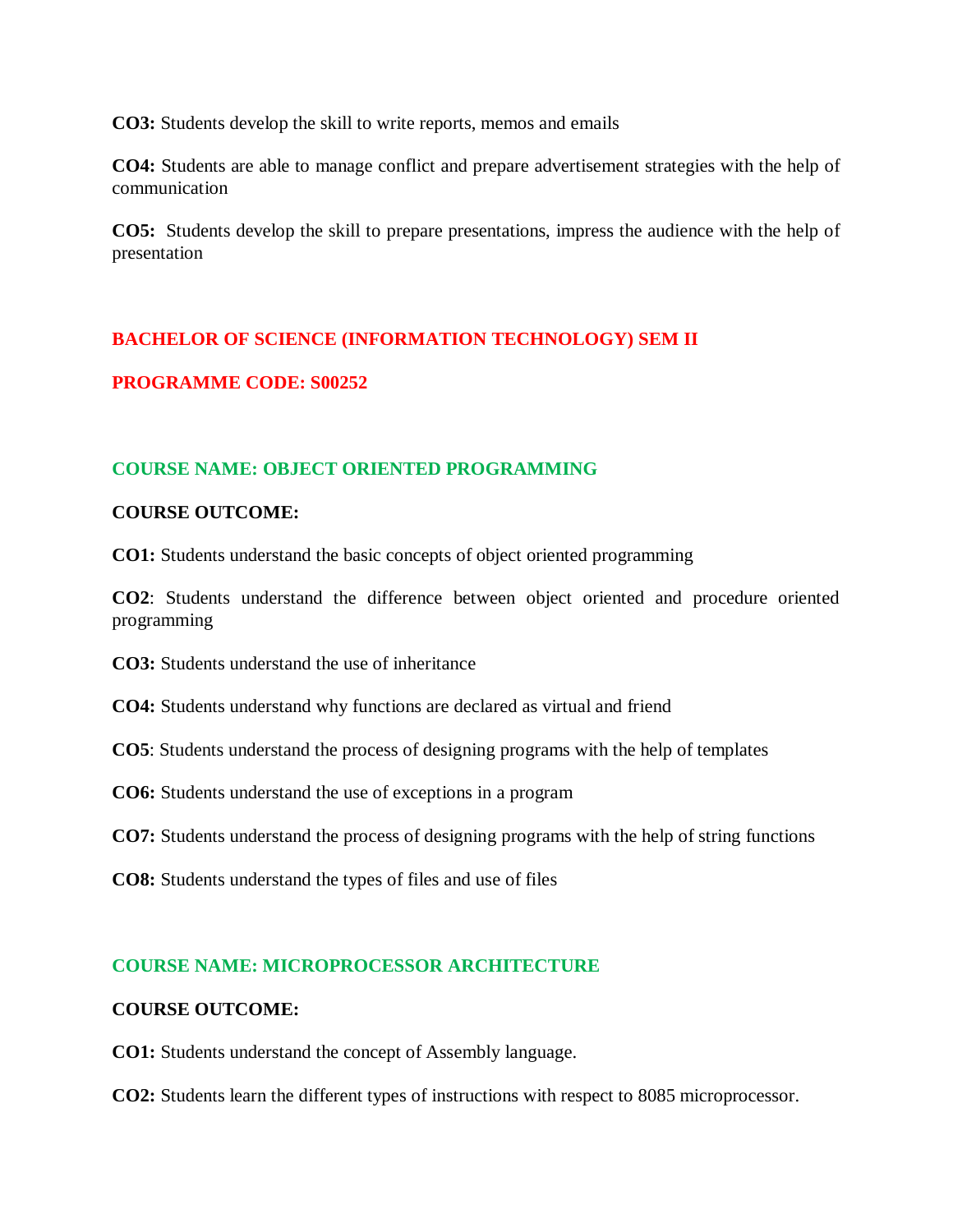**CO3:** Students develop the skill to write reports, memos and emails

**CO4:** Students are able to manage conflict and prepare advertisement strategies with the help of communication

**CO5:** Students develop the skill to prepare presentations, impress the audience with the help of presentation

## BACHELOR OF SCIENCE (INFORMATION TECHNOLOGY) SEM II

## PROGRAMME CODE: S00252

### COURSE NAME: OBJECT ORIENTED PROGRAMMING

**COURSE OUTCOME:**

**CO1:** Students understand the basic concepts of object oriented programming

**CO2**: Students understand the difference between object oriented and procedure oriented programming

**CO3:** Students understand the use of inheritance

**CO4:** Students understand why functions are declared as virtual and friend

**CO5**: Students understand the process of designing programs with the help of templates

**CO6:** Students understand the use of exceptions in a program

**CO7:** Students understand the process of designing programs with the help of string functions

**CO8:** Students understand the types of files and use of files

### COURSE NAME: MICROPROCESSOR ARCHITECTURE

**COURSE OUTCOME:**

**CO1:** Students understand the concept of Assembly language.

**CO2:** Students learn the different types of instructions with respect to 8085 microprocessor.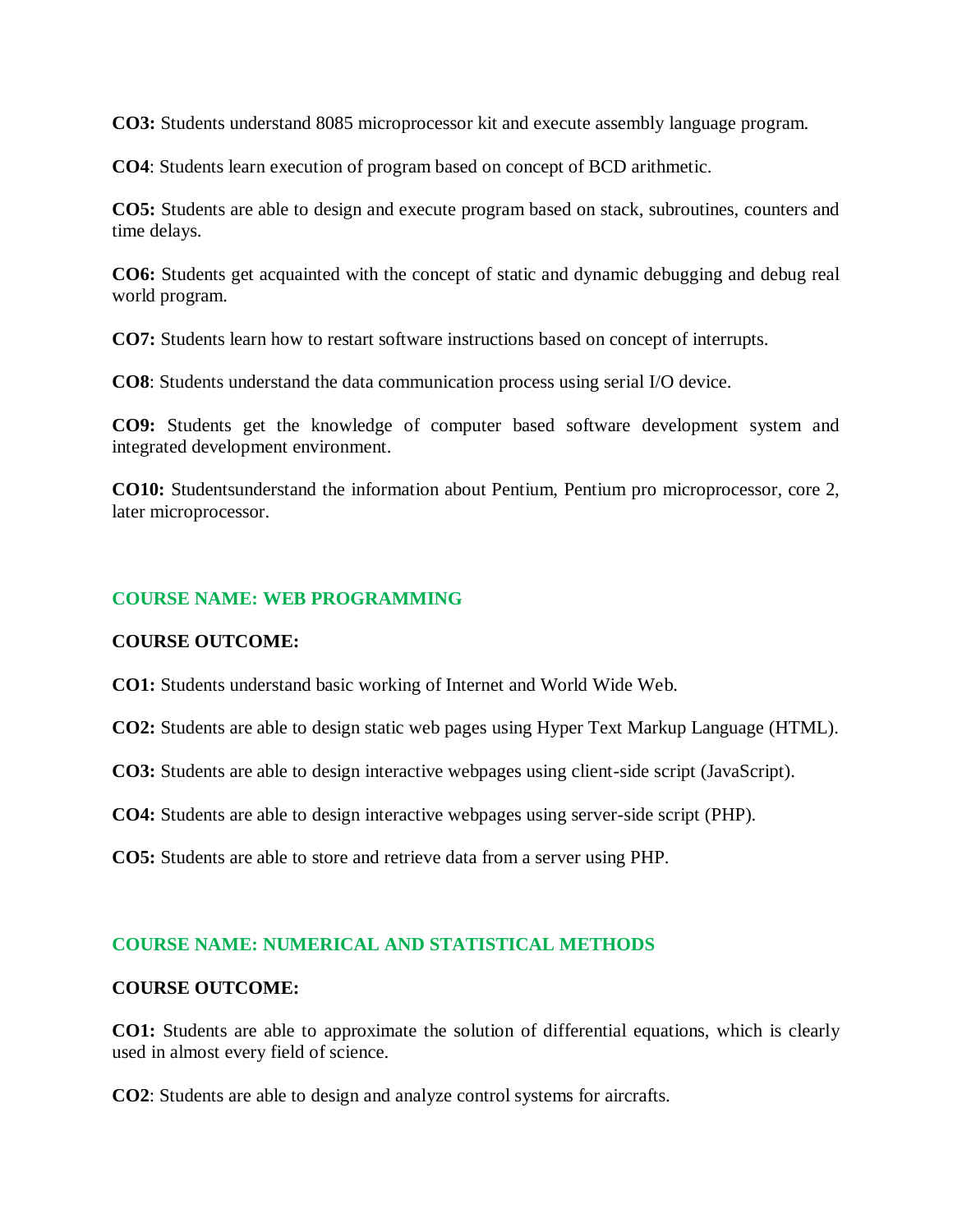**CO3:** Students understand 8085 microprocessor kit and execute assembly language program.

**CO4**: Students learn execution of program based on concept of BCD arithmetic.

**CO5:** Students are able to design and execute program based on stack, subroutines, counters and time delays.

**CO6:** Students get acquainted with the concept of static and dynamic debugging and debug real world program.

**CO7:** Students learn how to restart software instructions based on concept of interrupts.

**CO8**: Students understand the data communication process using serial I/O device.

**CO9:** Students get the knowledge of computer based software development system and integrated development environment.

**CO10:** Studentsunderstand the information about Pentium, Pentium pro microprocessor, core 2, later microprocessor.

## COURSE NAME: WEB PROGRAMMING

**COURSE OUTCOME:**

**CO1:** Students understand basic working of Internet and World Wide Web.

**CO2:** Students are able to design static web pages using Hyper Text Markup Language (HTML).

**CO3:** Students are able to design interactive webpages using client-side script (JavaScript).

**CO4:** Students are able to design interactive webpages using server-side script (PHP).

**CO5:** Students are able to store and retrieve data from a server using PHP.

## COURSE NAME: NUMERICAL AND STATISTICAL METHODS

**COURSE OUTCOME:**

**CO1:** Students are able to approximate the solution of differential equations, which is clearly used in almost every field of science.

**CO2**: Students are able to design and analyze control systems for aircrafts.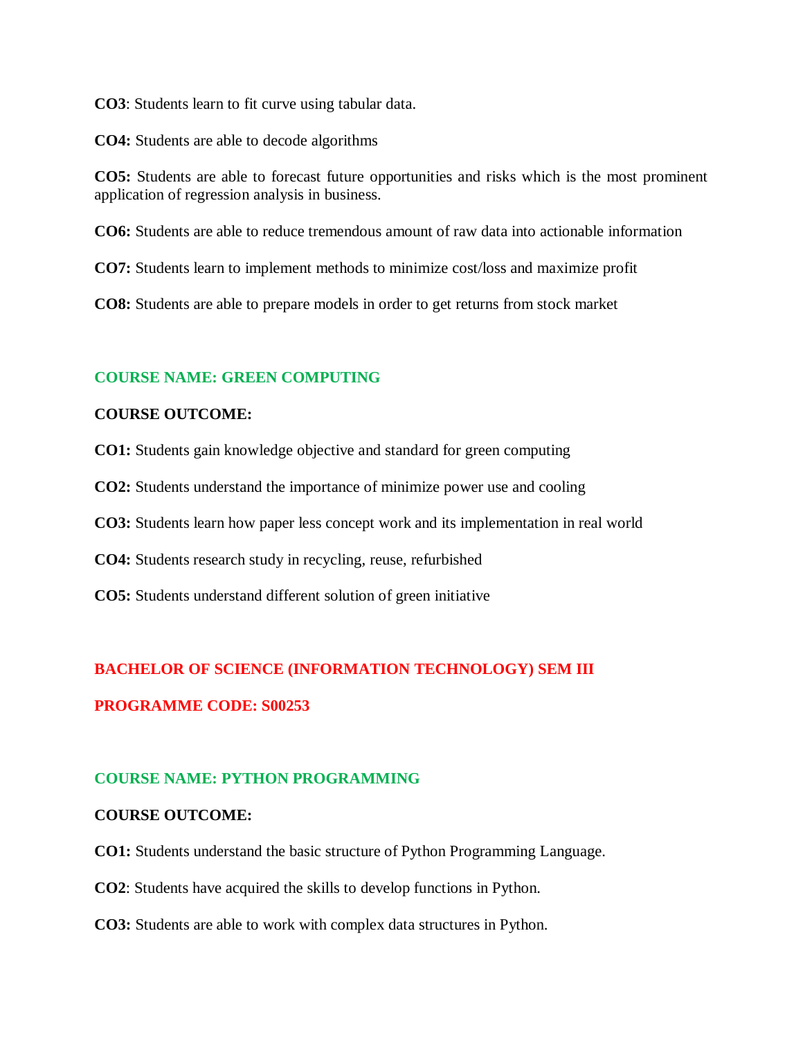**CO3**: Students learn to fit curve using tabular data.

**CO4:** Students are able to decode algorithms

**CO5:** Students are able to forecast future opportunities and risks which is the most prominent application of regression analysis in business.

**CO6:** Students are able to reduce tremendous amount of raw data into actionable information

**CO7:** Students learn to implement methods to minimize cost/loss and maximize profit

**CO8:** Students are able to prepare models in order to get returns from stock market

### COURSE NAME: GREEN COMPUTING

**COURSE OUTCOME:**

**CO1:** Students gain knowledge objective and standard for green computing

**CO2:** Students understand the importance of minimize power use and cooling

**CO3:** Students learn how paper less concept work and its implementation in real world

**CO4:** Students research study in recycling, reuse, refurbished

**CO5:** Students understand different solution of green initiative

## BACHELOR OF SCIENCE (INFORMATION TECHNOLOGY) SEM III

## PROGRAMME CODE: S00253

### COURSE NAME: PYTHON PROGRAMMING

**COURSE OUTCOME:**

**CO1:** Students understand the basic structure of Python Programming Language.

**CO2**: Students have acquired the skills to develop functions in Python.

**CO3:** Students are able to work with complex data structures in Python.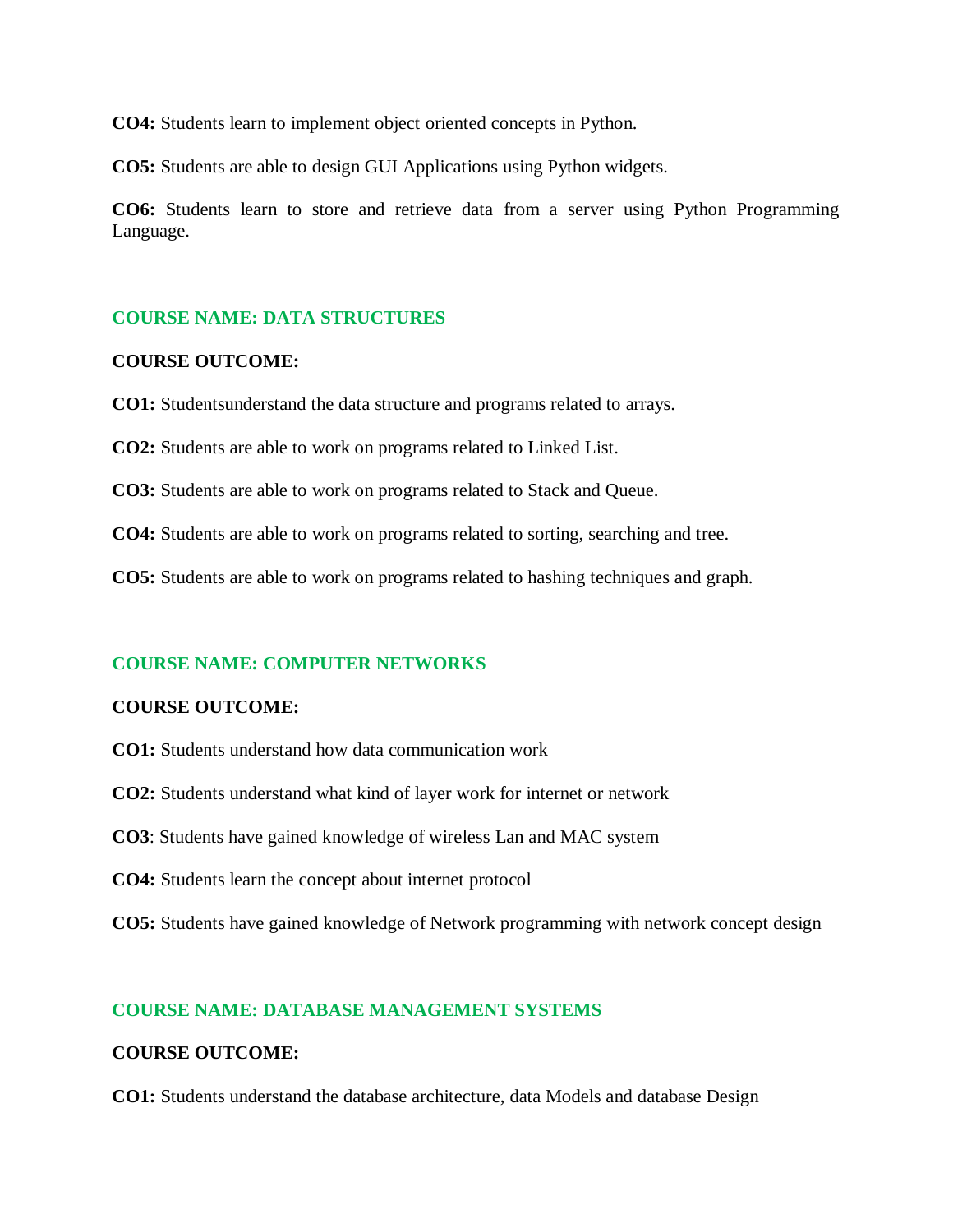**CO4:** Students learn to implement object oriented concepts in Python.

**CO5:** Students are able to design GUI Applications using Python widgets.

**CO6:** Students learn to store and retrieve data from a server using Python Programming Language.

## COURSE NAME: DATA STRUCTURES

**COURSE OUTCOME:**

**CO1:** Studentsunderstand the data structure and programs related to arrays.

**CO2:** Students are able to work on programs related to Linked List.

**CO3:** Students are able to work on programs related to Stack and Queue.

**CO4:** Students are able to work on programs related to sorting, searching and tree.

**CO5:** Students are able to work on programs related to hashing techniques and graph.

## COURSE NAME: COMPUTER NETWORKS

**COURSE OUTCOME:**

**CO1:** Students understand how data communication work

**CO2:** Students understand what kind of layer work for internet or network

**CO3**: Students have gained knowledge of wireless Lan and MAC system

**CO4:** Students learn the concept about internet protocol

**CO5:** Students have gained knowledge of Network programming with network concept design

## COURSE NAME: DATABASE MANAGEMENT SYSTEMS

**COURSE OUTCOME:**

**CO1:** Students understand the database architecture, data Models and database Design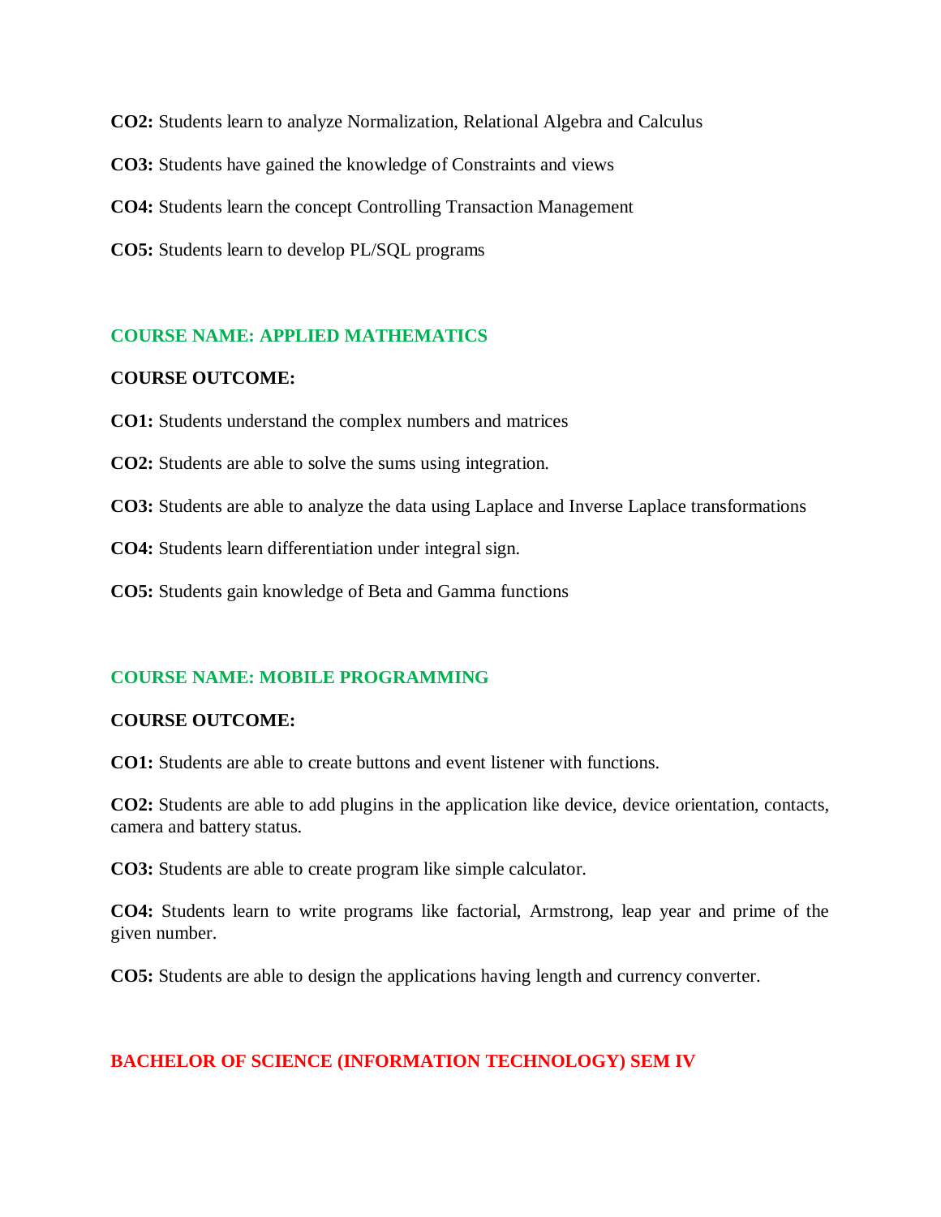**CO2:** Students learn to analyze Normalization, Relational Algebra and Calculus

**CO3:** Students have gained the knowledge of Constraints and views

**CO4:** Students learn the concept Controlling Transaction Management

**CO5:** Students learn to develop PL/SQL programs

### COURSE NAME: APPLIED MATHEMATICS

**COURSE OUTCOME:**

**CO1:** Students understand the complex numbers and matrices

**CO2:** Students are able to solve the sums using integration.

**CO3:** Students are able to analyze the data using Laplace and Inverse Laplace transformations

**CO4:** Students learn differentiation under integral sign.

**CO5:** Students gain knowledge of Beta and Gamma functions

### COURSE NAME: MOBILE PROGRAMMING

**COURSE OUTCOME:**

**CO1:** Students are able to create buttons and event listener with functions.

**CO2:** Students are able to add plugins in the application like device, device orientation, contacts, camera and battery status.

**CO3:** Students are able to create program like simple calculator.

**CO4:** Students learn to write programs like factorial, Armstrong, leap year and prime of the given number.

**CO5:** Students are able to design the applications having length and currency converter.

## BACHELOR OF SCIENCE (INFORMATION TECHNOLOGY) SEM IV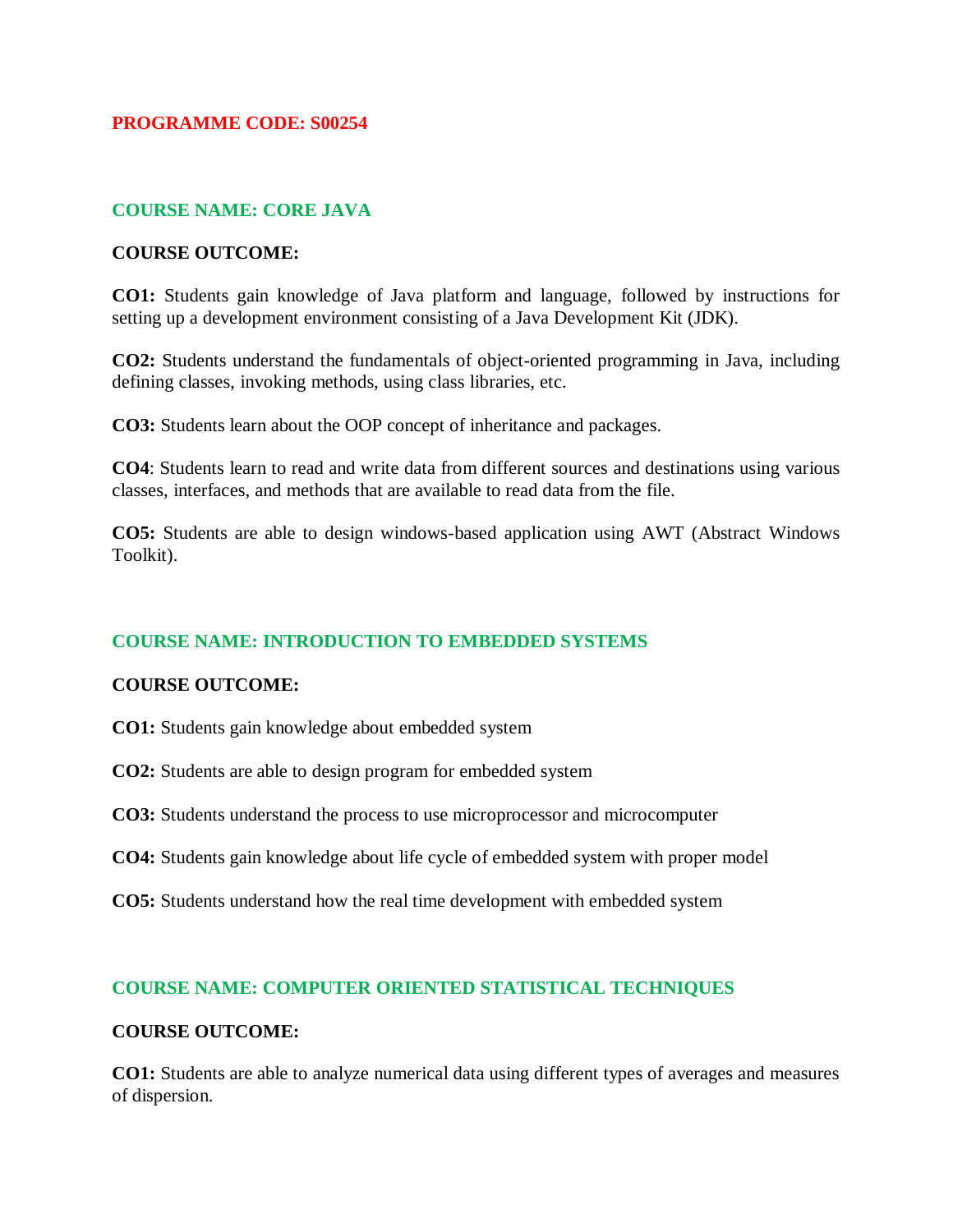**PROGRAMME CODE: S00254**

## COURSE NAME: CORE JAVA

**COURSE OUTCOME:**

**CO1:** Students gain knowledge of Java platform and language, followed by instructions for setting up a development environment consisting of a Java Development Kit (JDK).

**CO2:** Students understand the fundamentals of object-oriented programming in Java, including defining classes, invoking methods, using class libraries, etc.

**CO3:** Students learn about the OOP concept of inheritance and packages.

**CO4**: Students learn to read and write data from different sources and destinations using various classes, interfaces, and methods that are available to read data from the file.

**CO5:** Students are able to design windows-based application using AWT (Abstract Windows Toolkit).

## COURSE NAME: INTRODUCTION TO EMBEDDED SYSTEMS

**COURSE OUTCOME:**

**CO1:** Students gain knowledge about embedded system

**CO2:** Students are able to design program for embedded system

**CO3:** Students understand the process to use microprocessor and microcomputer

**CO4:** Students gain knowledge about life cycle of embedded system with proper model

**CO5:** Students understand how the real time development with embedded system

## COURSE NAME: COMPUTER ORIENTED STATISTICAL TECHNIQUES

**COURSE OUTCOME:**

**CO1:** Students are able to analyze numerical data using different types of averages and measures of dispersion.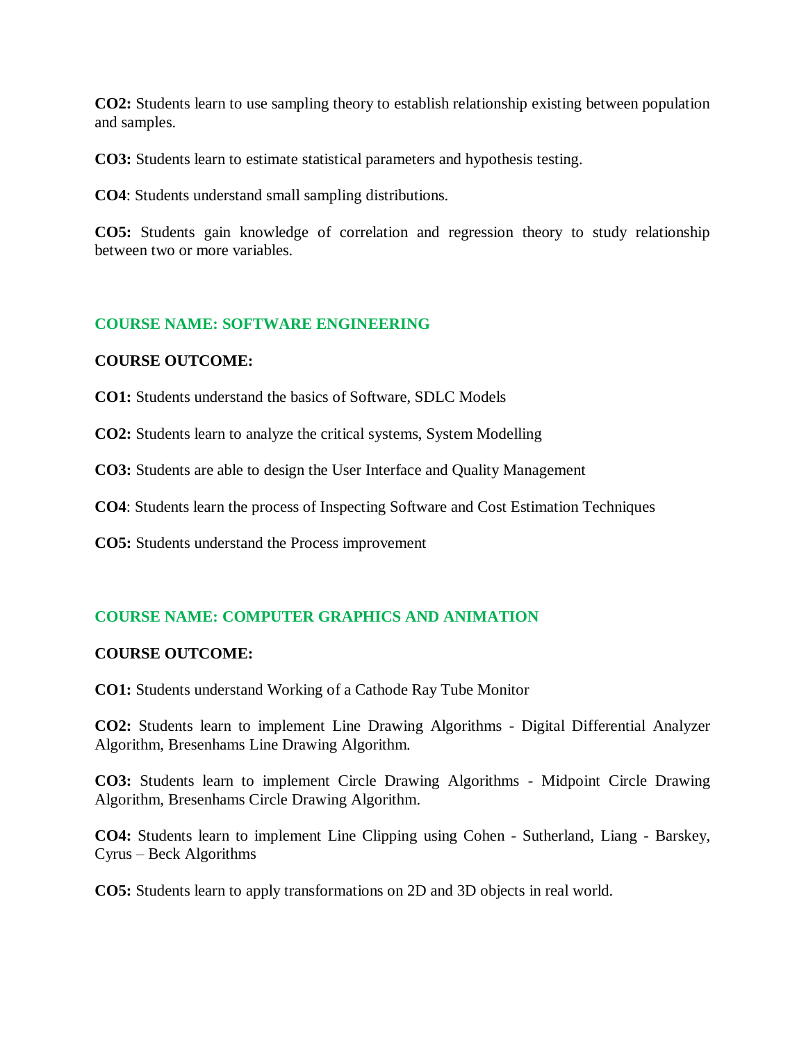**CO2:** Students learn to use sampling theory to establish relationship existing between population and samples.

**CO3:** Students learn to estimate statistical parameters and hypothesis testing.

**CO4**: Students understand small sampling distributions.

**CO5:** Students gain knowledge of correlation and regression theory to study relationship between two or more variables.

## COURSE NAME: SOFTWARE ENGINEERING

**COURSE OUTCOME:**

**CO1:** Students understand the basics of Software, SDLC Models

**CO2:** Students learn to analyze the critical systems, System Modelling

**CO3:** Students are able to design the User Interface and Quality Management

**CO4**: Students learn the process of Inspecting Software and Cost Estimation Techniques

**CO5:** Students understand the Process improvement

## COURSE NAME: COMPUTER GRAPHICS AND ANIMATION

**COURSE OUTCOME:**

**CO1:** Students understand Working of a Cathode Ray Tube Monitor

**CO2:** Students learn to implement Line Drawing Algorithms - Digital Differential Analyzer Algorithm, Bresenhams Line Drawing Algorithm.

**CO3:** Students learn to implement Circle Drawing Algorithms - Midpoint Circle Drawing Algorithm, Bresenhams Circle Drawing Algorithm.

**CO4:** Students learn to implement Line Clipping using Cohen - Sutherland, Liang - Barskey, Cyrus – Beck Algorithms

**CO5:** Students learn to apply transformations on 2D and 3D objects in real world.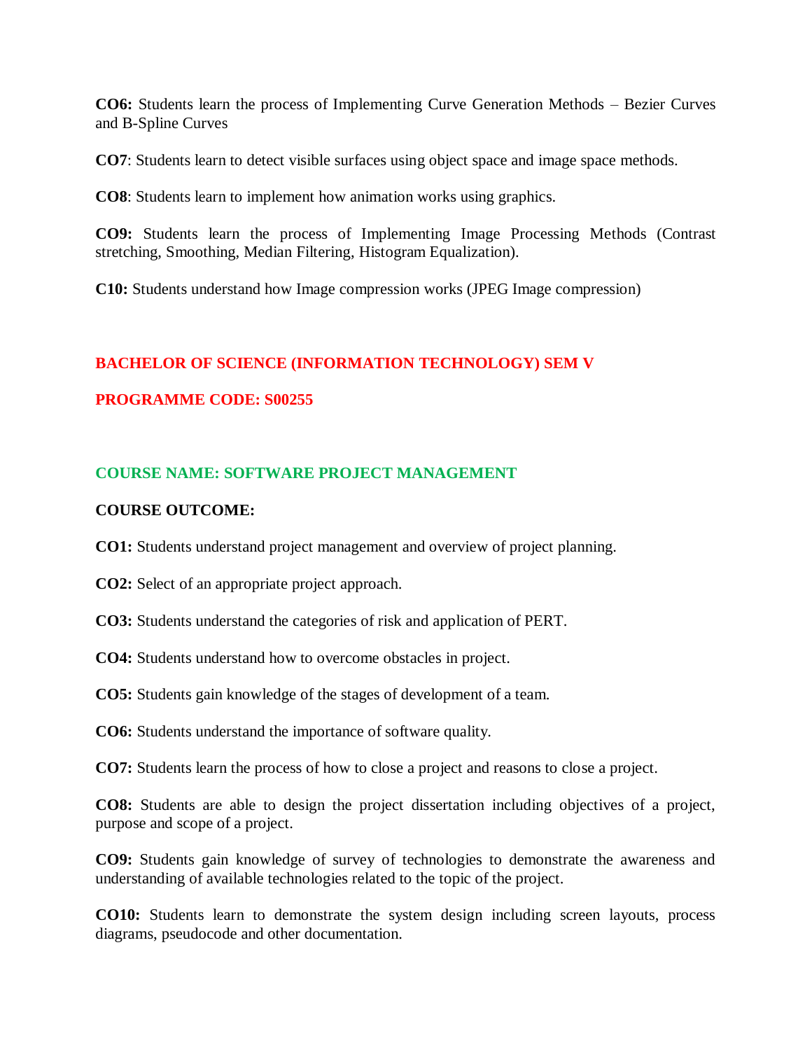**CO6:** Students learn the process of Implementing Curve Generation Methods – Bezier Curves and B-Spline Curves

**CO7**: Students learn to detect visible surfaces using object space and image space methods.

**CO8**: Students learn to implement how animation works using graphics.

**CO9:** Students learn the process of Implementing Image Processing Methods (Contrast stretching, Smoothing, Median Filtering, Histogram Equalization).

**C10:** Students understand how Image compression works (JPEG Image compression)

## BACHELOR OF SCIENCE (INFORMATION TECHNOLOGY) SEM V

## PROGRAMME CODE: S00255

### COURSE NAME: SOFTWARE PROJECT MANAGEMENT

**COURSE OUTCOME:**

**CO1:** Students understand project management and overview of project planning.

**CO2:** Select of an appropriate project approach.

**CO3:** Students understand the categories of risk and application of PERT.

**CO4:** Students understand how to overcome obstacles in project.

**CO5:** Students gain knowledge of the stages of development of a team.

**CO6:** Students understand the importance of software quality.

**CO7:** Students learn the process of how to close a project and reasons to close a project.

**CO8:** Students are able to design the project dissertation including objectives of a project, purpose and scope of a project.

**CO9:** Students gain knowledge of survey of technologies to demonstrate the awareness and understanding of available technologies related to the topic of the project.

**CO10:** Students learn to demonstrate the system design including screen layouts, process diagrams, pseudocode and other documentation.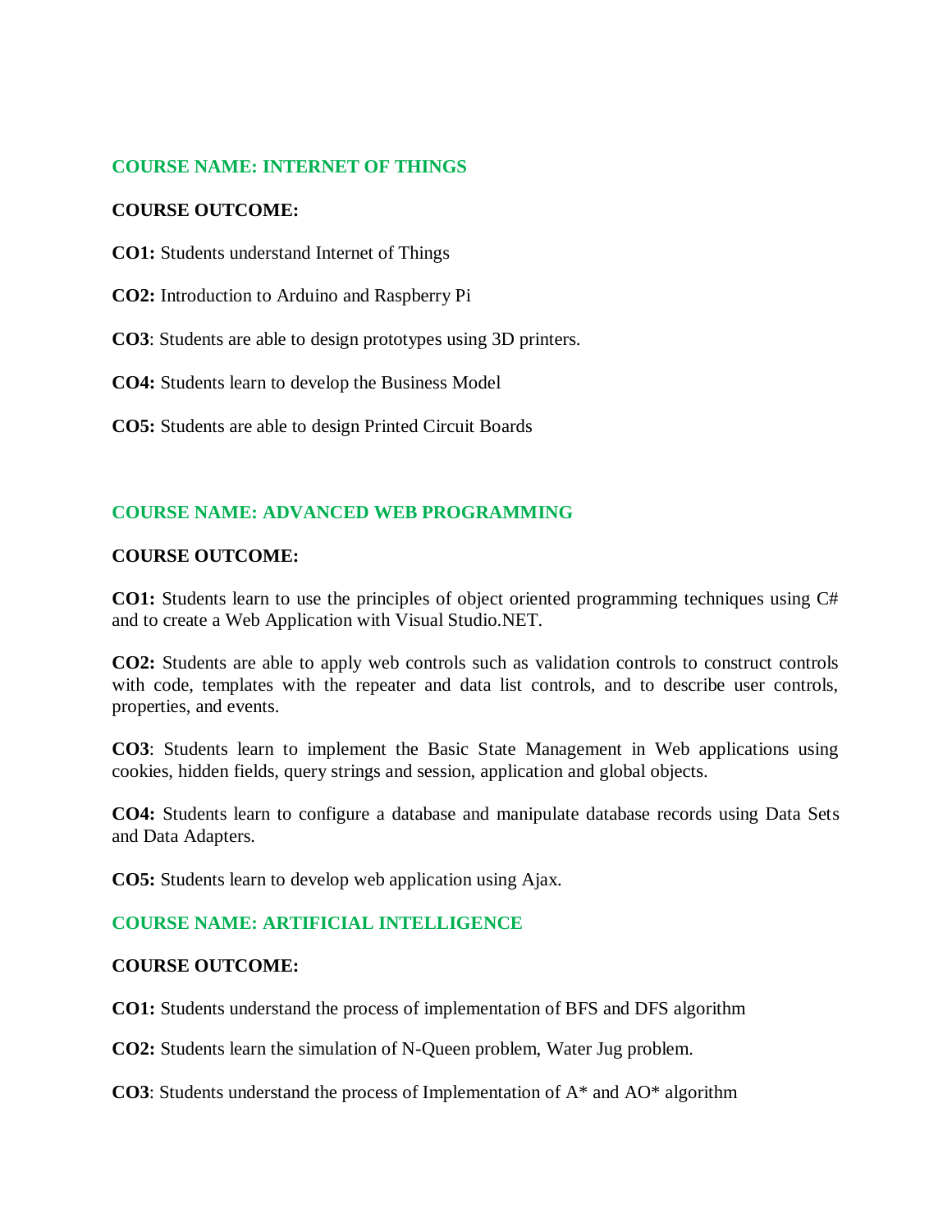## COURSE NAME: INTERNET OF THINGS

**COURSE OUTCOME:**

**CO1:** Students understand Internet of Things

**CO2:** Introduction to Arduino and Raspberry Pi

**CO3**: Students are able to design prototypes using 3D printers.

**CO4:** Students learn to develop the Business Model

**CO5:** Students are able to design Printed Circuit Boards

## COURSE NAME: ADVANCED WEB PROGRAMMING

**COURSE OUTCOME:**

**CO1:** Students learn to use the principles of object oriented programming techniques using C# and to create a Web Application with Visual Studio.NET.

**CO2:** Students are able to apply web controls such as validation controls to construct controls with code, templates with the repeater and data list controls, and to describe user controls, properties, and events.

**CO3**: Students learn to implement the Basic State Management in Web applications using cookies, hidden fields, query strings and session, application and global objects.

**CO4:** Students learn to configure a database and manipulate database records using Data Sets and Data Adapters.

**CO5:** Students learn to develop web application using Ajax.

## COURSE NAME: ARTIFICIAL INTELLIGENCE

**COURSE OUTCOME:**

**CO1:** Students understand the process of implementation of BFS and DFS algorithm

**CO2:** Students learn the simulation of N-Queen problem, Water Jug problem.

**CO3**: Students understand the process of Implementation of A* and AO* algorithm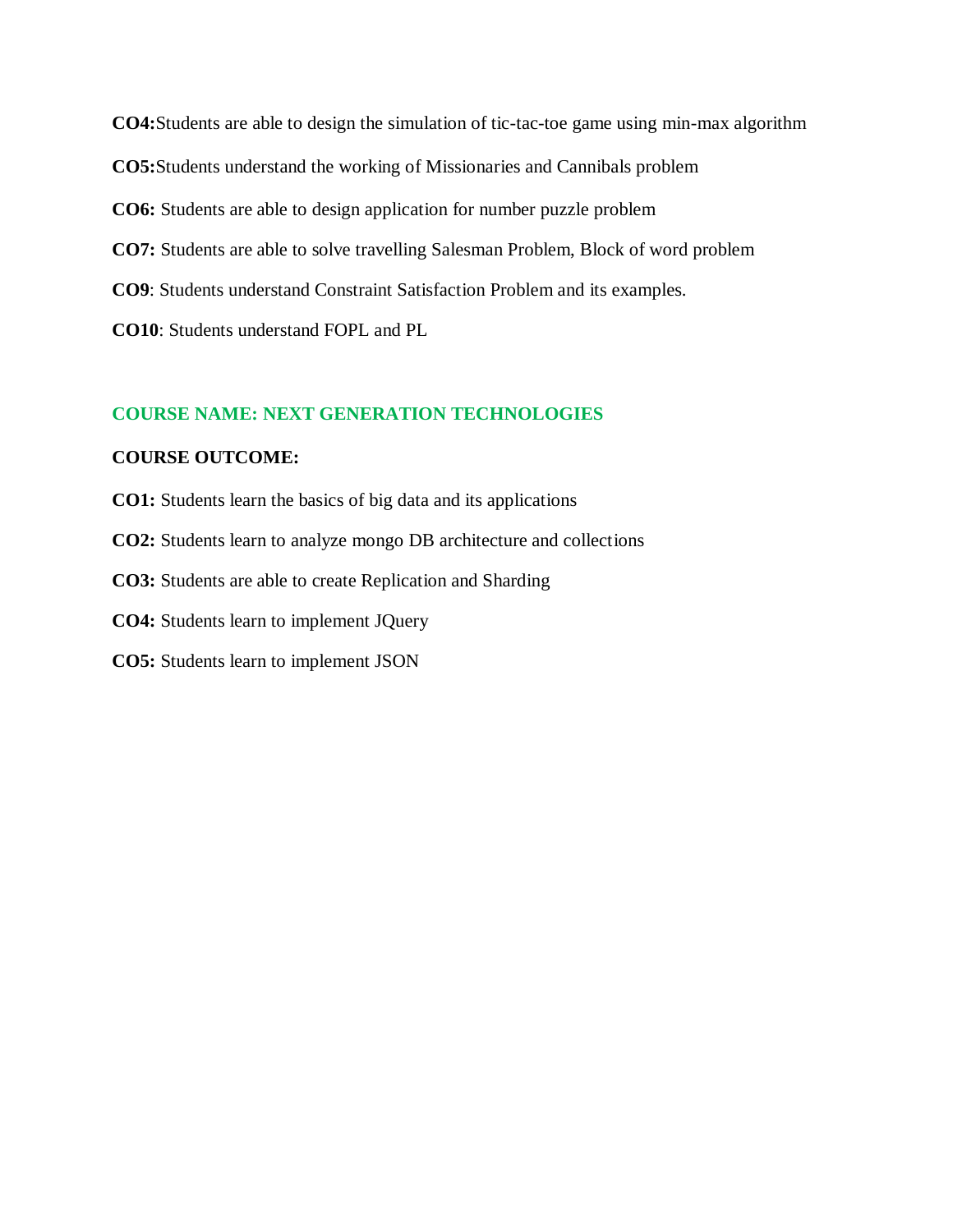**CO4:**Students are able to design the simulation of tic-tac-toe game using min-max algorithm

**CO5:**Students understand the working of Missionaries and Cannibals problem

**CO6:** Students are able to design application for number puzzle problem

**CO7:** Students are able to solve travelling Salesman Problem, Block of word problem

**CO9**: Students understand Constraint Satisfaction Problem and its examples.

**CO10**: Students understand FOPL and PL

## COURSE NAME: NEXT GENERATION TECHNOLOGIES

### COURSE OUTCOME:

**CO1:** Students learn the basics of big data and its applications

**CO2:** Students learn to analyze mongo DB architecture and collections

**CO3:** Students are able to create Replication and Sharding

**CO4:** Students learn to implement JQuery

**CO5:** Students learn to implement JSON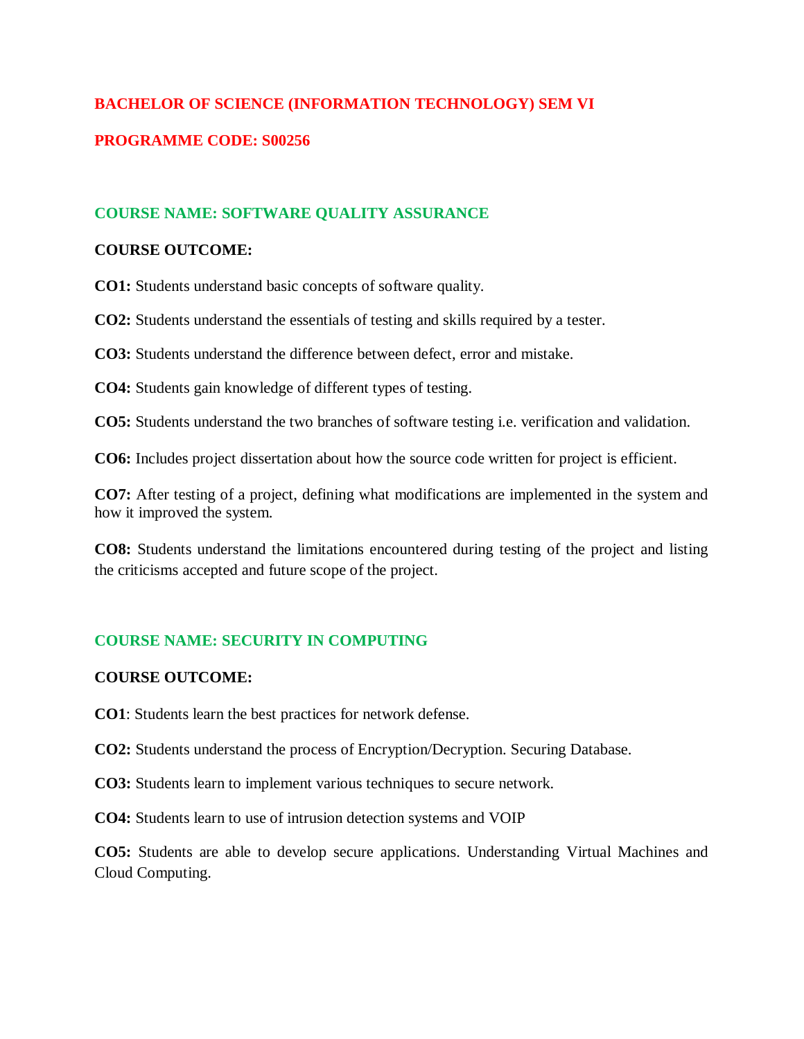## BACHELOR OF SCIENCE (INFORMATION TECHNOLOGY) SEM VI

## PROGRAMME CODE: S00256

### COURSE NAME: SOFTWARE QUALITY ASSURANCE

**COURSE OUTCOME:**

**CO1:** Students understand basic concepts of software quality.

**CO2:** Students understand the essentials of testing and skills required by a tester.

**CO3:** Students understand the difference between defect, error and mistake.

**CO4:** Students gain knowledge of different types of testing.

**CO5:** Students understand the two branches of software testing i.e. verification and validation.

**CO6:** Includes project dissertation about how the source code written for project is efficient.

**CO7:** After testing of a project, defining what modifications are implemented in the system and how it improved the system.

**CO8:** Students understand the limitations encountered during testing of the project and listing the criticisms accepted and future scope of the project.

### COURSE NAME: SECURITY IN COMPUTING

**COURSE OUTCOME:**

**CO1**: Students learn the best practices for network defense.

**CO2:** Students understand the process of Encryption/Decryption. Securing Database.

**CO3:** Students learn to implement various techniques to secure network.

**CO4:** Students learn to use of intrusion detection systems and VOIP

**CO5:** Students are able to develop secure applications. Understanding Virtual Machines and Cloud Computing.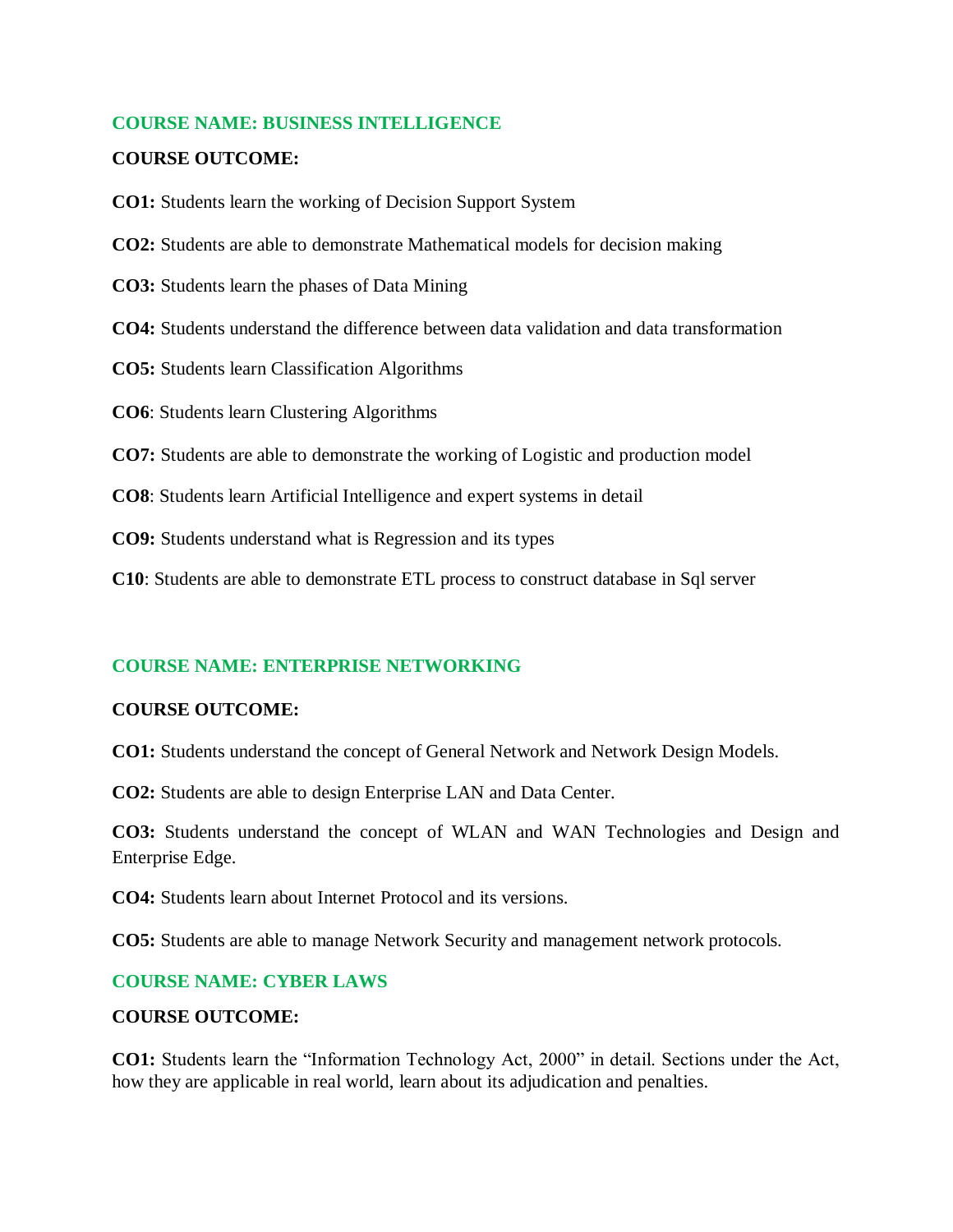## COURSE NAME: BUSINESS INTELLIGENCE

**COURSE OUTCOME:**

**CO1:** Students learn the working of Decision Support System

**CO2:** Students are able to demonstrate Mathematical models for decision making

**CO3:** Students learn the phases of Data Mining

**CO4:** Students understand the difference between data validation and data transformation

**CO5:** Students learn Classification Algorithms

**CO6**: Students learn Clustering Algorithms

**CO7:** Students are able to demonstrate the working of Logistic and production model

**CO8**: Students learn Artificial Intelligence and expert systems in detail

**CO9:** Students understand what is Regression and its types

**C10**: Students are able to demonstrate ETL process to construct database in Sql server

## COURSE NAME: ENTERPRISE NETWORKING

**COURSE OUTCOME:**

**CO1:** Students understand the concept of General Network and Network Design Models.

**CO2:** Students are able to design Enterprise LAN and Data Center.

**CO3:** Students understand the concept of WLAN and WAN Technologies and Design and Enterprise Edge.

**CO4:** Students learn about Internet Protocol and its versions.

**CO5:** Students are able to manage Network Security and management network protocols.

## COURSE NAME: CYBER LAWS

**COURSE OUTCOME:**

**CO1:** Students learn the "Information Technology Act, 2000" in detail. Sections under the Act, how they are applicable in real world, learn about its adjudication and penalties.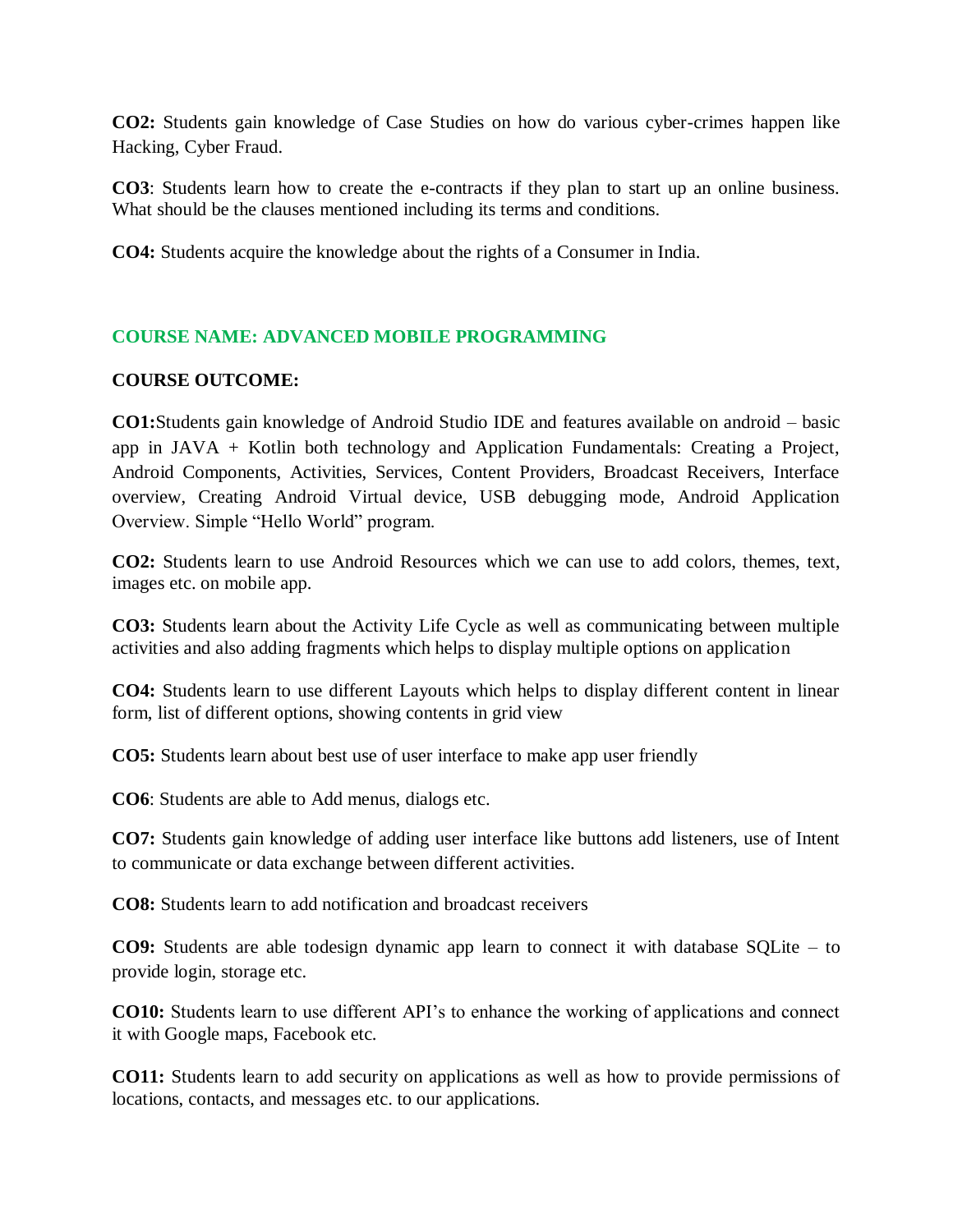**CO2:** Students gain knowledge of Case Studies on how do various cyber-crimes happen like Hacking, Cyber Fraud.

**CO3**: Students learn how to create the e-contracts if they plan to start up an online business. What should be the clauses mentioned including its terms and conditions.

**CO4:** Students acquire the knowledge about the rights of a Consumer in India.

### COURSE NAME: ADVANCED MOBILE PROGRAMMING

**COURSE OUTCOME:**

**CO1:**Students gain knowledge of Android Studio IDE and features available on android – basic app in JAVA + Kotlin both technology and Application Fundamentals: Creating a Project, Android Components, Activities, Services, Content Providers, Broadcast Receivers, Interface overview, Creating Android Virtual device, USB debugging mode, Android Application Overview. Simple "Hello World" program.

**CO2:** Students learn to use Android Resources which we can use to add colors, themes, text, images etc. on mobile app.

**CO3:** Students learn about the Activity Life Cycle as well as communicating between multiple activities and also adding fragments which helps to display multiple options on application

**CO4:** Students learn to use different Layouts which helps to display different content in linear form, list of different options, showing contents in grid view

**CO5:** Students learn about best use of user interface to make app user friendly

**CO6**: Students are able to Add menus, dialogs etc.

**CO7:** Students gain knowledge of adding user interface like buttons add listeners, use of Intent to communicate or data exchange between different activities.

**CO8:** Students learn to add notification and broadcast receivers

**CO9:** Students are able todesign dynamic app learn to connect it with database SQLite – to provide login, storage etc.

**CO10:** Students learn to use different API's to enhance the working of applications and connect it with Google maps, Facebook etc.

**CO11:** Students learn to add security on applications as well as how to provide permissions of locations, contacts, and messages etc. to our applications.